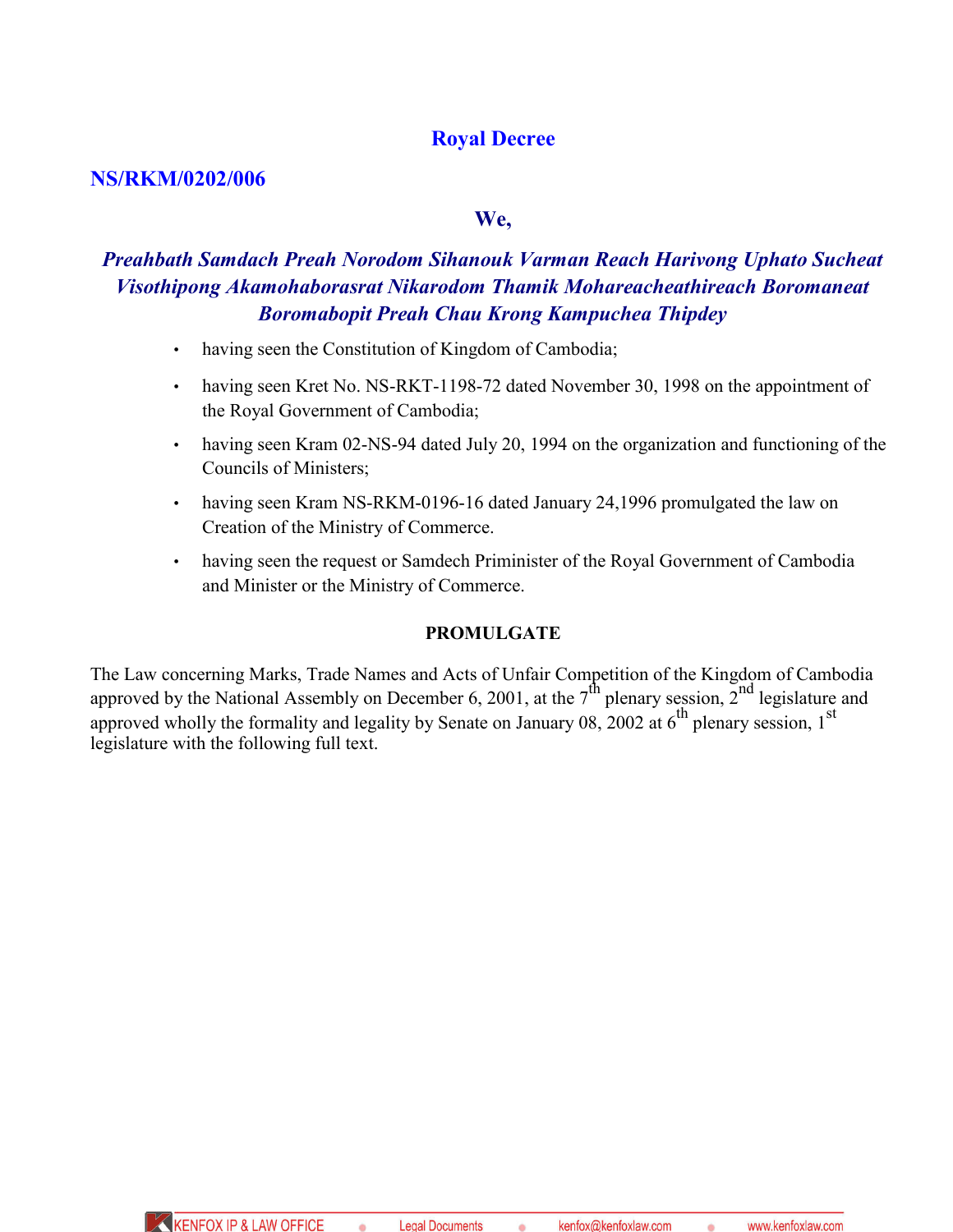# Royal Decree

## NS/RKM/0202/006

### We,

***Preahbath Samdach Preah Norodom Sihanouk Varman Reach Harivong Uphato Sucheat Visothipong Akamohaborasrat Nikarodom Thamik Mohareacheathireach Boromaneat Boromabopit Preah Chau Krong Kampuchea Thipdey***

- having seen the Constitution of Kingdom of Cambodia;
- having seen Kret No. NS-RKT-1198-72 dated November 30, 1998 on the appointment of the Royal Government of Cambodia;
- having seen Kram 02-NS-94 dated July 20, 1994 on the organization and functioning of the Councils of Ministers;
- having seen Kram NS-RKM-0196-16 dated January 24,1996 promulgated the law on Creation of the Ministry of Commerce.
- having seen the request or Samdech Priminister of the Royal Government of Cambodia and Minister or the Ministry of Commerce.

**PROMULGATE**

The Law concerning Marks, Trade Names and Acts of Unfair Competition of the Kingdom of Cambodia approved by the National Assembly on December 6, 2001, at the 7th plenary session, 2nd legislature and approved wholly the formality and legality by Senate on January 08, 2002 at 6th plenary session, 1st legislature with the following full text.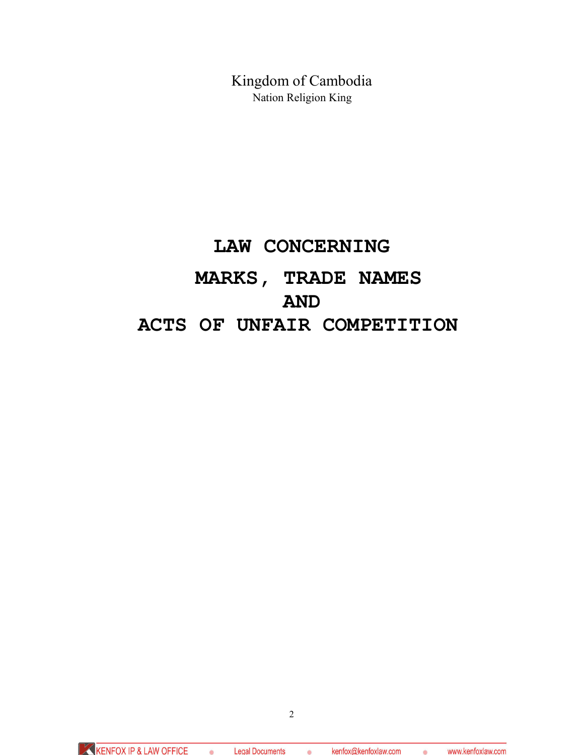Kingdom of Cambodia

Nation Religion King

# LAW CONCERNING MARKS, TRADE NAMES AND ACTS OF UNFAIR COMPETITION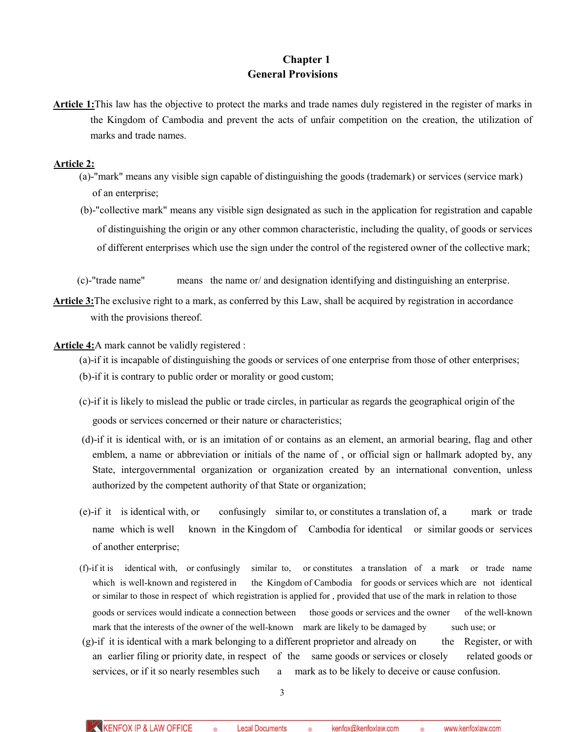# Chapter 1
## General Provisions

**Article 1:** This law has the objective to protect the marks and trade names duly registered in the register of marks in the Kingdom of Cambodia and prevent the acts of unfair competition on the creation, the utilization of marks and trade names.

**Article 2:**

(a)-"mark" means any visible sign capable of distinguishing the goods (trademark) or services (service mark) of an enterprise;

(b)-"collective mark" means any visible sign designated as such in the application for registration and capable of distinguishing the origin or any other common characteristic, including the quality, of goods or services of different enterprises which use the sign under the control of the registered owner of the collective mark;

(c)-"trade name" means the name or/ and designation identifying and distinguishing an enterprise.

**Article 3:** The exclusive right to a mark, as conferred by this Law, shall be acquired by registration in accordance with the provisions thereof.

**Article 4:** A mark cannot be validly registered :

(a)-if it is incapable of distinguishing the goods or services of one enterprise from those of other enterprises;

(b)-if it is contrary to public order or morality or good custom;

(c)-if it is likely to mislead the public or trade circles, in particular as regards the geographical origin of the goods or services concerned or their nature or characteristics;

(d)-if it is identical with, or is an imitation of or contains as an element, an armorial bearing, flag and other emblem, a name or abbreviation or initials of the name of , or official sign or hallmark adopted by, any State, intergovernmental organization or organization created by an international convention, unless authorized by the competent authority of that State or organization;

(e)-if it is identical with, or confusingly similar to, or constitutes a translation of, a mark or trade name which is well known in the Kingdom of Cambodia for identical or similar goods or services of another enterprise;

(f)-if it is identical with, or confusingly similar to, or constitutes a translation of a mark or trade name which is well-known and registered in the Kingdom of Cambodia for goods or services which are not identical or similar to those in respect of which registration is applied for , provided that use of the mark in relation to those goods or services would indicate a connection between those goods or services and the owner of the well-known mark that the interests of the owner of the well-known mark are likely to be damaged by such use; or

(g)-if it is identical with a mark belonging to a different proprietor and already on the Register, or with an earlier filing or priority date, in respect of the same goods or services or closely related goods or services, or if it so nearly resembles such a mark as to be likely to deceive or cause confusion.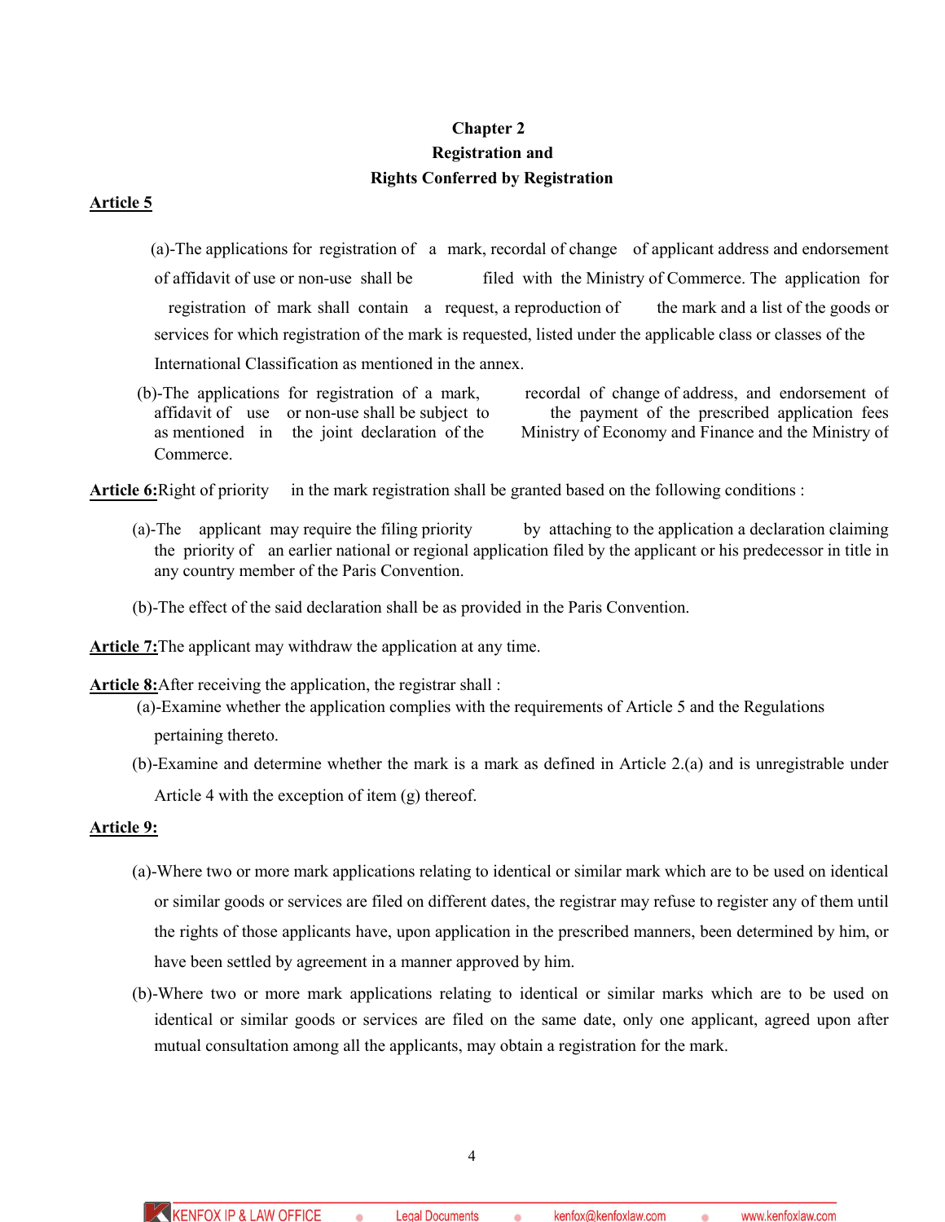## Chapter 2
## Registration and
## Rights Conferred by Registration

**Article 5**

(a)-The applications for registration of a mark, recordal of change of applicant address and endorsement of affidavit of use or non-use shall be filed with the Ministry of Commerce. The application for registration of mark shall contain a request, a reproduction of the mark and a list of the goods or services for which registration of the mark is requested, listed under the applicable class or classes of the International Classification as mentioned in the annex.

(b)-The applications for registration of a mark, recordal of change of address, and endorsement of affidavit of use or non-use shall be subject to the payment of the prescribed application fees as mentioned in the joint declaration of the Ministry of Economy and Finance and the Ministry of Commerce.

**Article 6:** Right of priority in the mark registration shall be granted based on the following conditions :

(a)-The applicant may require the filing priority by attaching to the application a declaration claiming the priority of an earlier national or regional application filed by the applicant or his predecessor in title in any country member of the Paris Convention.

(b)-The effect of the said declaration shall be as provided in the Paris Convention.

**Article 7:** The applicant may withdraw the application at any time.

**Article 8:** After receiving the application, the registrar shall :

(a)-Examine whether the application complies with the requirements of Article 5 and the Regulations pertaining thereto.

(b)-Examine and determine whether the mark is a mark as defined in Article 2.(a) and is unregistrable under Article 4 with the exception of item (g) thereof.

**Article 9:**

(a)-Where two or more mark applications relating to identical or similar mark which are to be used on identical or similar goods or services are filed on different dates, the registrar may refuse to register any of them until the rights of those applicants have, upon application in the prescribed manners, been determined by him, or have been settled by agreement in a manner approved by him.

(b)-Where two or more mark applications relating to identical or similar marks which are to be used on identical or similar goods or services are filed on the same date, only one applicant, agreed upon after mutual consultation among all the applicants, may obtain a registration for the mark.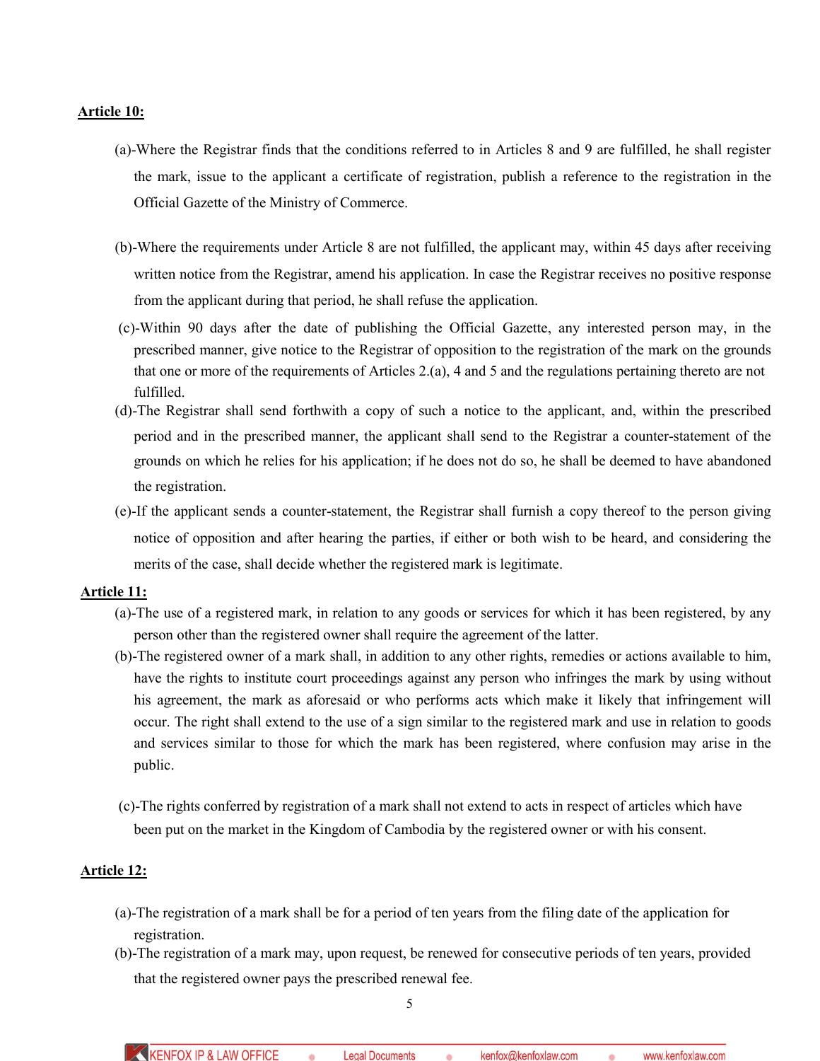**Article 10:**

(a)-Where the Registrar finds that the conditions referred to in Articles 8 and 9 are fulfilled, he shall register the mark, issue to the applicant a certificate of registration, publish a reference to the registration in the Official Gazette of the Ministry of Commerce.

(b)-Where the requirements under Article 8 are not fulfilled, the applicant may, within 45 days after receiving written notice from the Registrar, amend his application. In case the Registrar receives no positive response from the applicant during that period, he shall refuse the application.

(c)-Within 90 days after the date of publishing the Official Gazette, any interested person may, in the prescribed manner, give notice to the Registrar of opposition to the registration of the mark on the grounds that one or more of the requirements of Articles 2.(a), 4 and 5 and the regulations pertaining thereto are not fulfilled.

(d)-The Registrar shall send forthwith a copy of such a notice to the applicant, and, within the prescribed period and in the prescribed manner, the applicant shall send to the Registrar a counter-statement of the grounds on which he relies for his application; if he does not do so, he shall be deemed to have abandoned the registration.

(e)-If the applicant sends a counter-statement, the Registrar shall furnish a copy thereof to the person giving notice of opposition and after hearing the parties, if either or both wish to be heard, and considering the merits of the case, shall decide whether the registered mark is legitimate.

**Article 11:**

(a)-The use of a registered mark, in relation to any goods or services for which it has been registered, by any person other than the registered owner shall require the agreement of the latter.

(b)-The registered owner of a mark shall, in addition to any other rights, remedies or actions available to him, have the rights to institute court proceedings against any person who infringes the mark by using without his agreement, the mark as aforesaid or who performs acts which make it likely that infringement will occur. The right shall extend to the use of a sign similar to the registered mark and use in relation to goods and services similar to those for which the mark has been registered, where confusion may arise in the public.

(c)-The rights conferred by registration of a mark shall not extend to acts in respect of articles which have been put on the market in the Kingdom of Cambodia by the registered owner or with his consent.

**Article 12:**

(a)-The registration of a mark shall be for a period of ten years from the filing date of the application for registration.

(b)-The registration of a mark may, upon request, be renewed for consecutive periods of ten years, provided that the registered owner pays the prescribed renewal fee.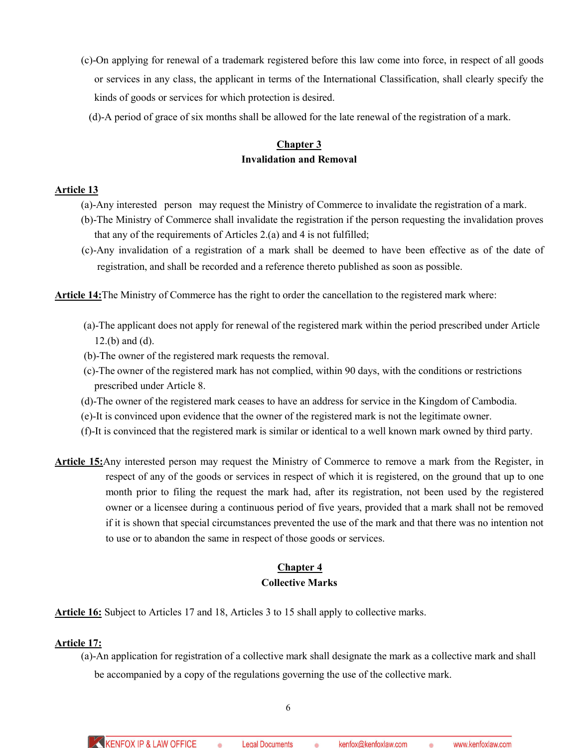(c)-On applying for renewal of a trademark registered before this law come into force, in respect of all goods or services in any class, the applicant in terms of the International Classification, shall clearly specify the kinds of goods or services for which protection is desired.

(d)-A period of grace of six months shall be allowed for the late renewal of the registration of a mark.

## Chapter 3
## Invalidation and Removal

**Article 13**

(a)-Any interested person may request the Ministry of Commerce to invalidate the registration of a mark.

(b)-The Ministry of Commerce shall invalidate the registration if the person requesting the invalidation proves that any of the requirements of Articles 2.(a) and 4 is not fulfilled;

(c)-Any invalidation of a registration of a mark shall be deemed to have been effective as of the date of registration, and shall be recorded and a reference thereto published as soon as possible.

**Article 14:** The Ministry of Commerce has the right to order the cancellation to the registered mark where:

(a)-The applicant does not apply for renewal of the registered mark within the period prescribed under Article 12.(b) and (d).

(b)-The owner of the registered mark requests the removal.

(c)-The owner of the registered mark has not complied, within 90 days, with the conditions or restrictions prescribed under Article 8.

(d)-The owner of the registered mark ceases to have an address for service in the Kingdom of Cambodia.

(e)-It is convinced upon evidence that the owner of the registered mark is not the legitimate owner.

(f)-It is convinced that the registered mark is similar or identical to a well known mark owned by third party.

**Article 15:** Any interested person may request the Ministry of Commerce to remove a mark from the Register, in respect of any of the goods or services in respect of which it is registered, on the ground that up to one month prior to filing the request the mark had, after its registration, not been used by the registered owner or a licensee during a continuous period of five years, provided that a mark shall not be removed if it is shown that special circumstances prevented the use of the mark and that there was no intention not to use or to abandon the same in respect of those goods or services.

## Chapter 4
## Collective Marks

**Article 16:** Subject to Articles 17 and 18, Articles 3 to 15 shall apply to collective marks.

**Article 17:**

(a)-An application for registration of a collective mark shall designate the mark as a collective mark and shall be accompanied by a copy of the regulations governing the use of the collective mark.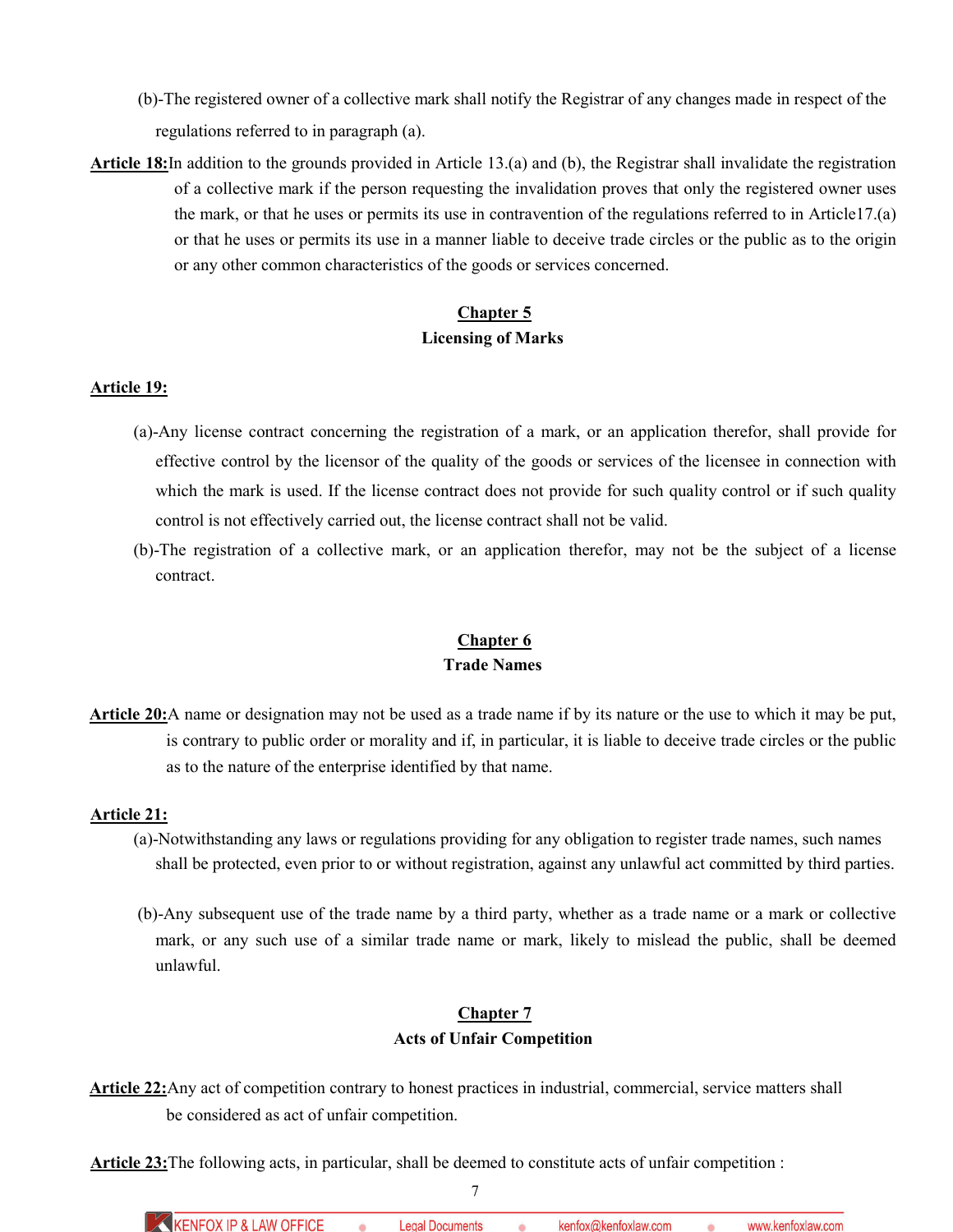(b)-The registered owner of a collective mark shall notify the Registrar of any changes made in respect of the regulations referred to in paragraph (a).

**Article 18:** In addition to the grounds provided in Article 13.(a) and (b), the Registrar shall invalidate the registration of a collective mark if the person requesting the invalidation proves that only the registered owner uses the mark, or that he uses or permits its use in contravention of the regulations referred to in Article17.(a) or that he uses or permits its use in a manner liable to deceive trade circles or the public as to the origin or any other common characteristics of the goods or services concerned.

## Chapter 5
## Licensing of Marks

**Article 19:**

(a)-Any license contract concerning the registration of a mark, or an application therefor, shall provide for effective control by the licensor of the quality of the goods or services of the licensee in connection with which the mark is used. If the license contract does not provide for such quality control or if such quality control is not effectively carried out, the license contract shall not be valid.

(b)-The registration of a collective mark, or an application therefor, may not be the subject of a license contract.

## Chapter 6
## Trade Names

**Article 20:** A name or designation may not be used as a trade name if by its nature or the use to which it may be put, is contrary to public order or morality and if, in particular, it is liable to deceive trade circles or the public as to the nature of the enterprise identified by that name.

**Article 21:**

(a)-Notwithstanding any laws or regulations providing for any obligation to register trade names, such names shall be protected, even prior to or without registration, against any unlawful act committed by third parties.

(b)-Any subsequent use of the trade name by a third party, whether as a trade name or a mark or collective mark, or any such use of a similar trade name or mark, likely to mislead the public, shall be deemed unlawful.

## Chapter 7
## Acts of Unfair Competition

**Article 22:** Any act of competition contrary to honest practices in industrial, commercial, service matters shall be considered as act of unfair competition.

**Article 23:** The following acts, in particular, shall be deemed to constitute acts of unfair competition :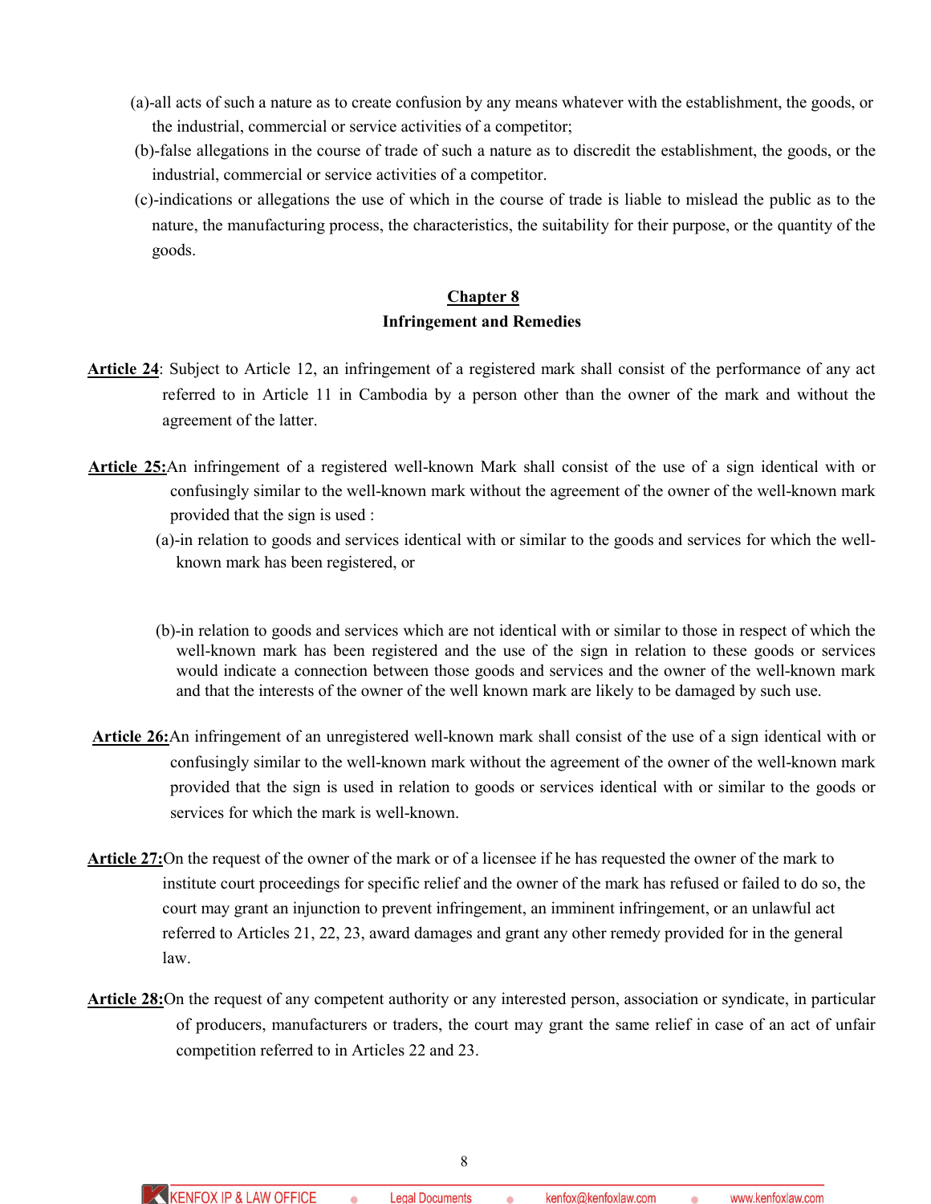(a)-all acts of such a nature as to create confusion by any means whatever with the establishment, the goods, or the industrial, commercial or service activities of a competitor;

(b)-false allegations in the course of trade of such a nature as to discredit the establishment, the goods, or the industrial, commercial or service activities of a competitor.

(c)-indications or allegations the use of which in the course of trade is liable to mislead the public as to the nature, the manufacturing process, the characteristics, the suitability for their purpose, or the quantity of the goods.

## Chapter 8
### Infringement and Remedies

**Article 24**: Subject to Article 12, an infringement of a registered mark shall consist of the performance of any act referred to in Article 11 in Cambodia by a person other than the owner of the mark and without the agreement of the latter.

**Article 25:**An infringement of a registered well-known Mark shall consist of the use of a sign identical with or confusingly similar to the well-known mark without the agreement of the owner of the well-known mark provided that the sign is used :

(a)-in relation to goods and services identical with or similar to the goods and services for which the well-known mark has been registered, or

(b)-in relation to goods and services which are not identical with or similar to those in respect of which the well-known mark has been registered and the use of the sign in relation to these goods or services would indicate a connection between those goods and services and the owner of the well-known mark and that the interests of the owner of the well known mark are likely to be damaged by such use.

**Article 26:**An infringement of an unregistered well-known mark shall consist of the use of a sign identical with or confusingly similar to the well-known mark without the agreement of the owner of the well-known mark provided that the sign is used in relation to goods or services identical with or similar to the goods or services for which the mark is well-known.

**Article 27:**On the request of the owner of the mark or of a licensee if he has requested the owner of the mark to institute court proceedings for specific relief and the owner of the mark has refused or failed to do so, the court may grant an injunction to prevent infringement, an imminent infringement, or an unlawful act referred to Articles 21, 22, 23, award damages and grant any other remedy provided for in the general law.

**Article 28:**On the request of any competent authority or any interested person, association or syndicate, in particular of producers, manufacturers or traders, the court may grant the same relief in case of an act of unfair competition referred to in Articles 22 and 23.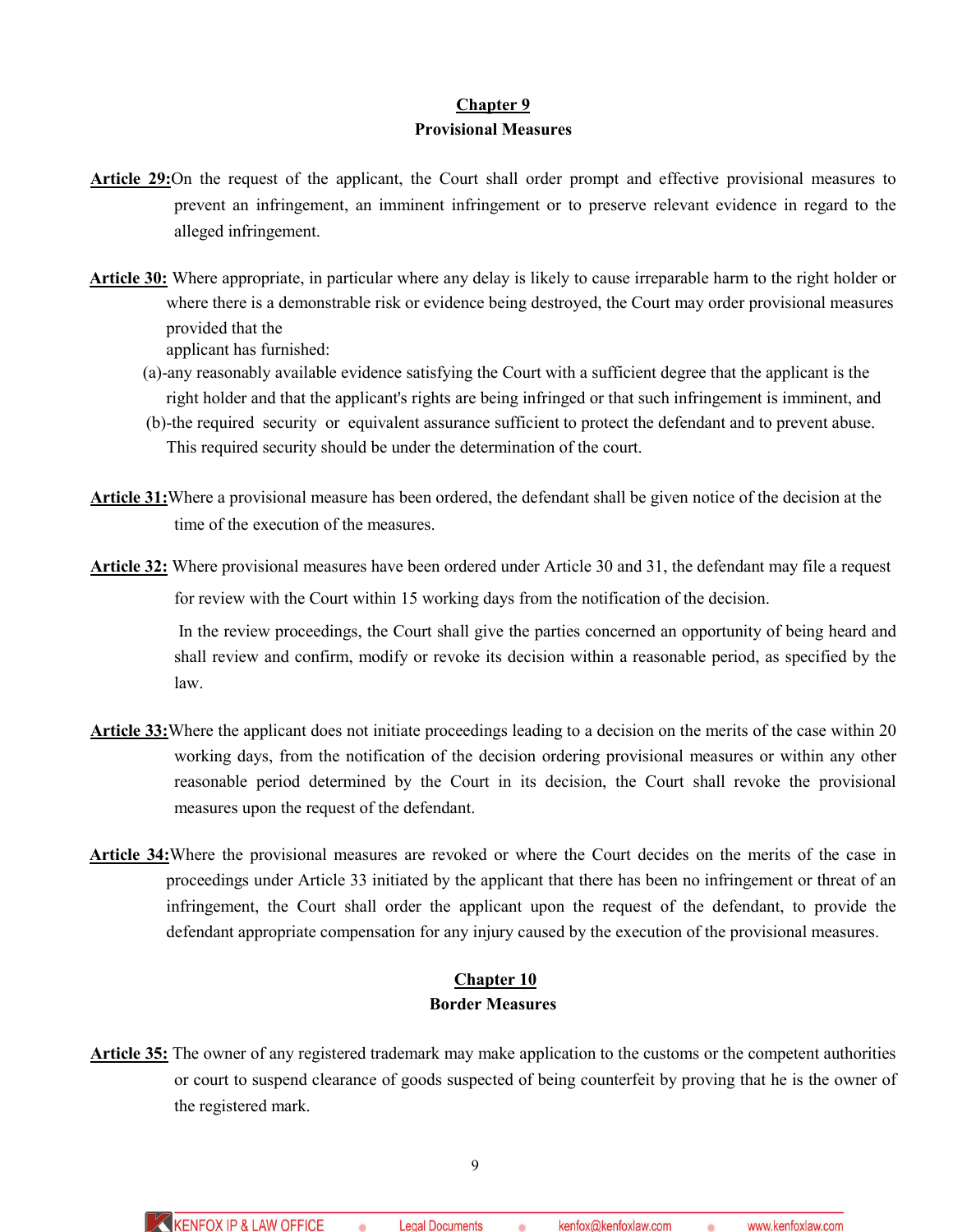## Chapter 9
### Provisional Measures

**Article 29:** On the request of the applicant, the Court shall order prompt and effective provisional measures to prevent an infringement, an imminent infringement or to preserve relevant evidence in regard to the alleged infringement.

**Article 30:** Where appropriate, in particular where any delay is likely to cause irreparable harm to the right holder or where there is a demonstrable risk or evidence being destroyed, the Court may order provisional measures provided that the applicant has furnished:

(a)-any reasonably available evidence satisfying the Court with a sufficient degree that the applicant is the right holder and that the applicant's rights are being infringed or that such infringement is imminent, and

(b)-the required security or equivalent assurance sufficient to protect the defendant and to prevent abuse. This required security should be under the determination of the court.

**Article 31:** Where a provisional measure has been ordered, the defendant shall be given notice of the decision at the time of the execution of the measures.

**Article 32:** Where provisional measures have been ordered under Article 30 and 31, the defendant may file a request for review with the Court within 15 working days from the notification of the decision.

In the review proceedings, the Court shall give the parties concerned an opportunity of being heard and shall review and confirm, modify or revoke its decision within a reasonable period, as specified by the law.

**Article 33:** Where the applicant does not initiate proceedings leading to a decision on the merits of the case within 20 working days, from the notification of the decision ordering provisional measures or within any other reasonable period determined by the Court in its decision, the Court shall revoke the provisional measures upon the request of the defendant.

**Article 34:** Where the provisional measures are revoked or where the Court decides on the merits of the case in proceedings under Article 33 initiated by the applicant that there has been no infringement or threat of an infringement, the Court shall order the applicant upon the request of the defendant, to provide the defendant appropriate compensation for any injury caused by the execution of the provisional measures.

## Chapter 10
### Border Measures

**Article 35:** The owner of any registered trademark may make application to the customs or the competent authorities or court to suspend clearance of goods suspected of being counterfeit by proving that he is the owner of the registered mark.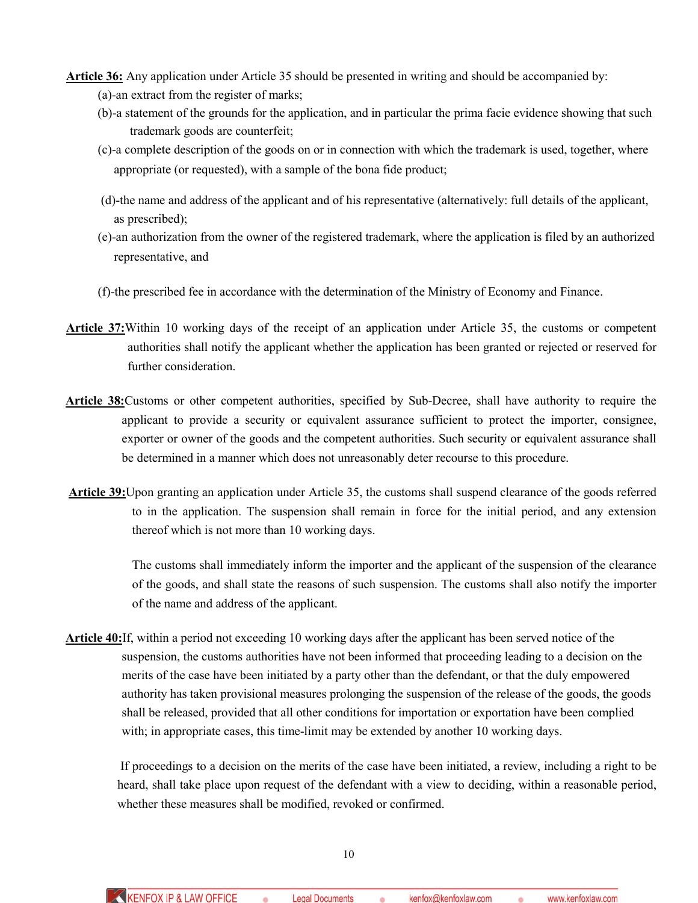**Article 36:** Any application under Article 35 should be presented in writing and should be accompanied by:

(a)-an extract from the register of marks;

(b)-a statement of the grounds for the application, and in particular the prima facie evidence showing that such trademark goods are counterfeit;

(c)-a complete description of the goods on or in connection with which the trademark is used, together, where appropriate (or requested), with a sample of the bona fide product;

(d)-the name and address of the applicant and of his representative (alternatively: full details of the applicant, as prescribed);

(e)-an authorization from the owner of the registered trademark, where the application is filed by an authorized representative, and

(f)-the prescribed fee in accordance with the determination of the Ministry of Economy and Finance.

**Article 37:** Within 10 working days of the receipt of an application under Article 35, the customs or competent authorities shall notify the applicant whether the application has been granted or rejected or reserved for further consideration.

**Article 38:** Customs or other competent authorities, specified by Sub-Decree, shall have authority to require the applicant to provide a security or equivalent assurance sufficient to protect the importer, consignee, exporter or owner of the goods and the competent authorities. Such security or equivalent assurance shall be determined in a manner which does not unreasonably deter recourse to this procedure.

**Article 39:** Upon granting an application under Article 35, the customs shall suspend clearance of the goods referred to in the application. The suspension shall remain in force for the initial period, and any extension thereof which is not more than 10 working days.

The customs shall immediately inform the importer and the applicant of the suspension of the clearance of the goods, and shall state the reasons of such suspension. The customs shall also notify the importer of the name and address of the applicant.

**Article 40:** If, within a period not exceeding 10 working days after the applicant has been served notice of the suspension, the customs authorities have not been informed that proceeding leading to a decision on the merits of the case have been initiated by a party other than the defendant, or that the duly empowered authority has taken provisional measures prolonging the suspension of the release of the goods, the goods shall be released, provided that all other conditions for importation or exportation have been complied with; in appropriate cases, this time-limit may be extended by another 10 working days.

If proceedings to a decision on the merits of the case have been initiated, a review, including a right to be heard, shall take place upon request of the defendant with a view to deciding, within a reasonable period, whether these measures shall be modified, revoked or confirmed.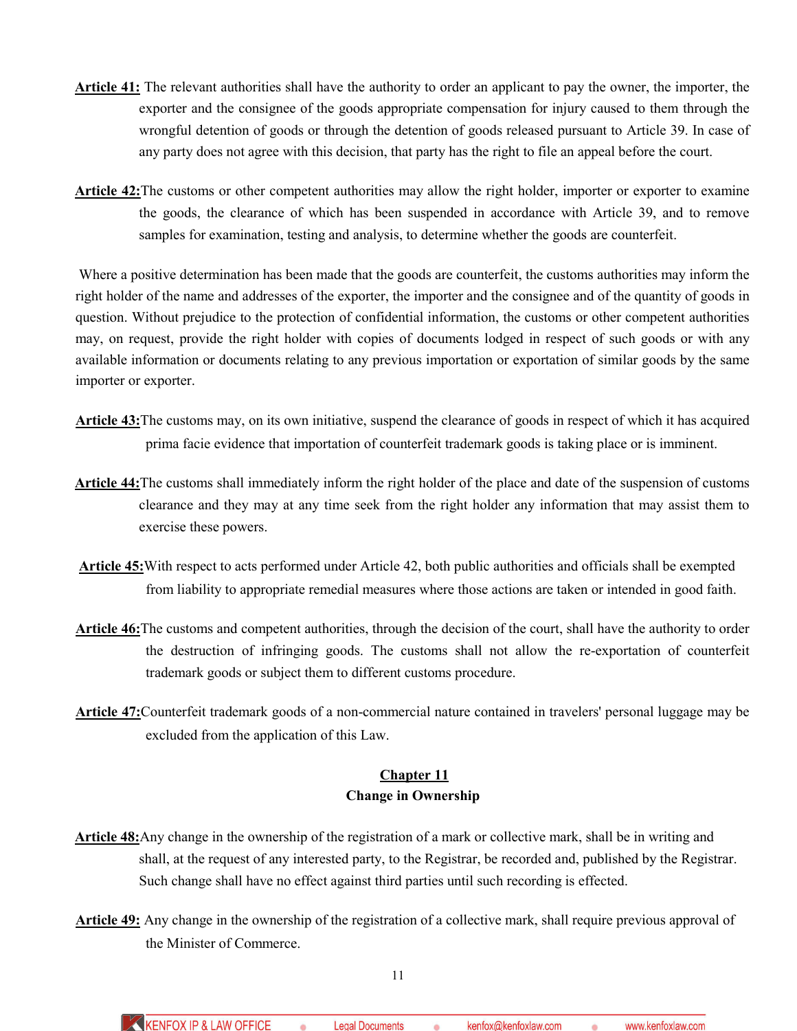**Article 41:** The relevant authorities shall have the authority to order an applicant to pay the owner, the importer, the exporter and the consignee of the goods appropriate compensation for injury caused to them through the wrongful detention of goods or through the detention of goods released pursuant to Article 39. In case of any party does not agree with this decision, that party has the right to file an appeal before the court.

**Article 42:** The customs or other competent authorities may allow the right holder, importer or exporter to examine the goods, the clearance of which has been suspended in accordance with Article 39, and to remove samples for examination, testing and analysis, to determine whether the goods are counterfeit.

Where a positive determination has been made that the goods are counterfeit, the customs authorities may inform the right holder of the name and addresses of the exporter, the importer and the consignee and of the quantity of goods in question. Without prejudice to the protection of confidential information, the customs or other competent authorities may, on request, provide the right holder with copies of documents lodged in respect of such goods or with any available information or documents relating to any previous importation or exportation of similar goods by the same importer or exporter.

**Article 43:** The customs may, on its own initiative, suspend the clearance of goods in respect of which it has acquired prima facie evidence that importation of counterfeit trademark goods is taking place or is imminent.

**Article 44:** The customs shall immediately inform the right holder of the place and date of the suspension of customs clearance and they may at any time seek from the right holder any information that may assist them to exercise these powers.

**Article 45:** With respect to acts performed under Article 42, both public authorities and officials shall be exempted from liability to appropriate remedial measures where those actions are taken or intended in good faith.

**Article 46:** The customs and competent authorities, through the decision of the court, shall have the authority to order the destruction of infringing goods. The customs shall not allow the re-exportation of counterfeit trademark goods or subject them to different customs procedure.

**Article 47:** Counterfeit trademark goods of a non-commercial nature contained in travelers' personal luggage may be excluded from the application of this Law.

## Chapter 11
## Change in Ownership

**Article 48:** Any change in the ownership of the registration of a mark or collective mark, shall be in writing and shall, at the request of any interested party, to the Registrar, be recorded and, published by the Registrar. Such change shall have no effect against third parties until such recording is effected.

**Article 49:** Any change in the ownership of the registration of a collective mark, shall require previous approval of the Minister of Commerce.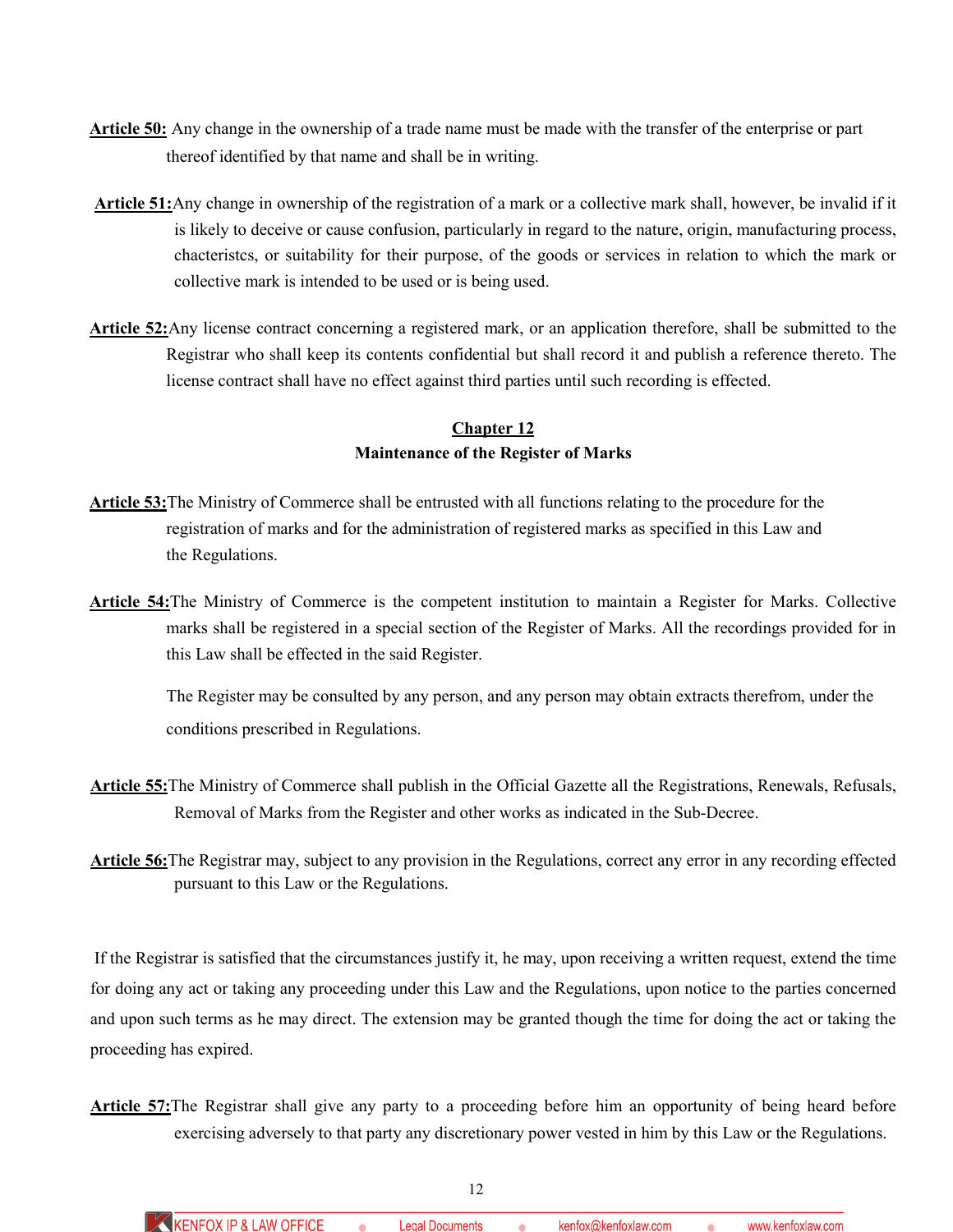**Article 50:** Any change in the ownership of a trade name must be made with the transfer of the enterprise or part thereof identified by that name and shall be in writing.

**Article 51:** Any change in ownership of the registration of a mark or a collective mark shall, however, be invalid if it is likely to deceive or cause confusion, particularly in regard to the nature, origin, manufacturing process, chacteristcs, or suitability for their purpose, of the goods or services in relation to which the mark or collective mark is intended to be used or is being used.

**Article 52:** Any license contract concerning a registered mark, or an application therefore, shall be submitted to the Registrar who shall keep its contents confidential but shall record it and publish a reference thereto. The license contract shall have no effect against third parties until such recording is effected.

## Chapter 12
## Maintenance of the Register of Marks

**Article 53:** The Ministry of Commerce shall be entrusted with all functions relating to the procedure for the registration of marks and for the administration of registered marks as specified in this Law and the Regulations.

**Article 54:** The Ministry of Commerce is the competent institution to maintain a Register for Marks. Collective marks shall be registered in a special section of the Register of Marks. All the recordings provided for in this Law shall be effected in the said Register.

The Register may be consulted by any person, and any person may obtain extracts therefrom, under the conditions prescribed in Regulations.

**Article 55:** The Ministry of Commerce shall publish in the Official Gazette all the Registrations, Renewals, Refusals, Removal of Marks from the Register and other works as indicated in the Sub-Decree.

**Article 56:** The Registrar may, subject to any provision in the Regulations, correct any error in any recording effected pursuant to this Law or the Regulations.

If the Registrar is satisfied that the circumstances justify it, he may, upon receiving a written request, extend the time for doing any act or taking any proceeding under this Law and the Regulations, upon notice to the parties concerned and upon such terms as he may direct. The extension may be granted though the time for doing the act or taking the proceeding has expired.

**Article 57:** The Registrar shall give any party to a proceeding before him an opportunity of being heard before exercising adversely to that party any discretionary power vested in him by this Law or the Regulations.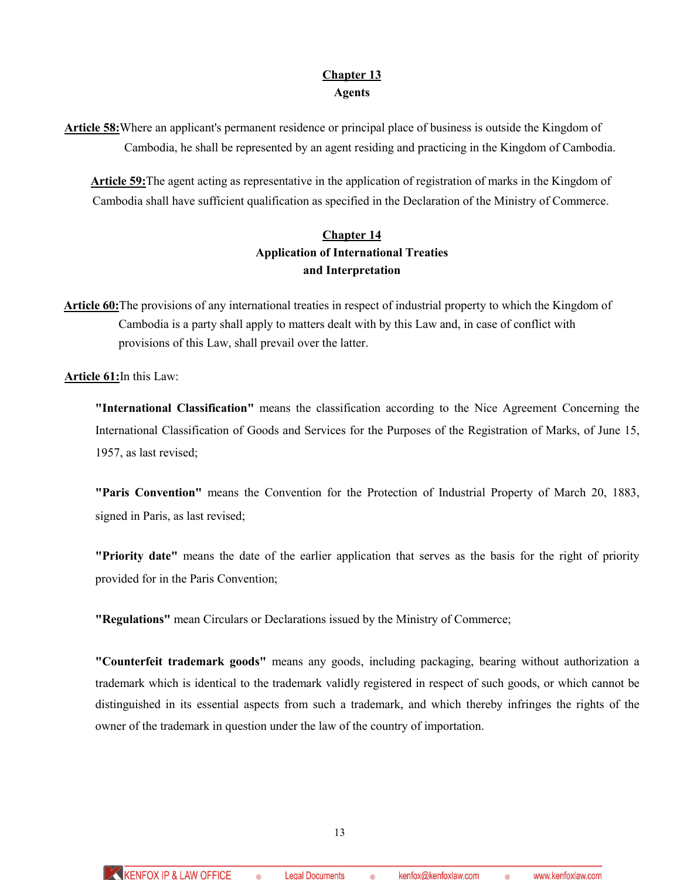## Chapter 13
## Agents

**Article 58:** Where an applicant's permanent residence or principal place of business is outside the Kingdom of Cambodia, he shall be represented by an agent residing and practicing in the Kingdom of Cambodia.

**Article 59:** The agent acting as representative in the application of registration of marks in the Kingdom of Cambodia shall have sufficient qualification as specified in the Declaration of the Ministry of Commerce.

## Chapter 14
## Application of International Treaties and Interpretation

**Article 60:** The provisions of any international treaties in respect of industrial property to which the Kingdom of Cambodia is a party shall apply to matters dealt with by this Law and, in case of conflict with provisions of this Law, shall prevail over the latter.

**Article 61:** In this Law:

**"International Classification"** means the classification according to the Nice Agreement Concerning the International Classification of Goods and Services for the Purposes of the Registration of Marks, of June 15, 1957, as last revised;

**"Paris Convention"** means the Convention for the Protection of Industrial Property of March 20, 1883, signed in Paris, as last revised;

**"Priority date"** means the date of the earlier application that serves as the basis for the right of priority provided for in the Paris Convention;

**"Regulations"** mean Circulars or Declarations issued by the Ministry of Commerce;

**"Counterfeit trademark goods"** means any goods, including packaging, bearing without authorization a trademark which is identical to the trademark validly registered in respect of such goods, or which cannot be distinguished in its essential aspects from such a trademark, and which thereby infringes the rights of the owner of the trademark in question under the law of the country of importation.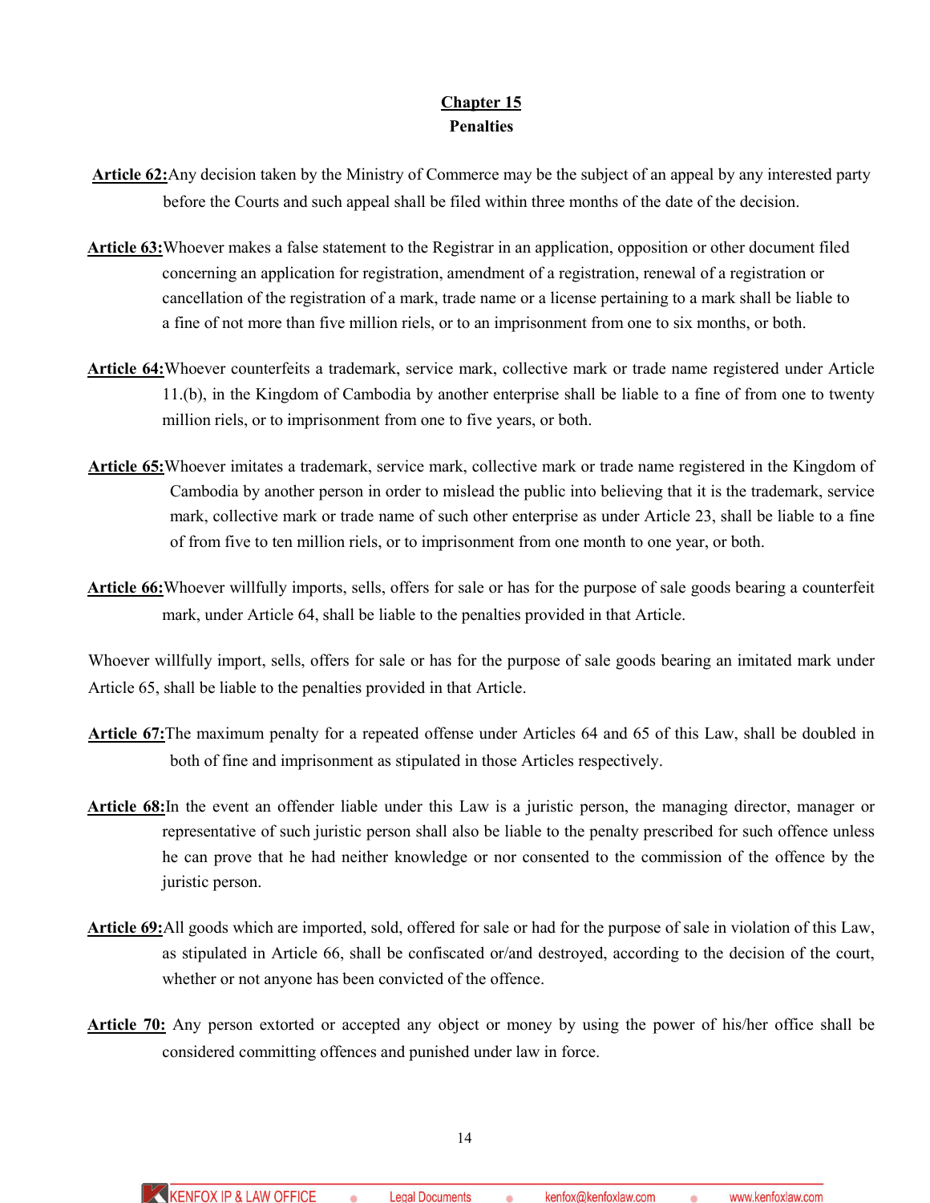## Chapter 15
### Penalties

**Article 62:** Any decision taken by the Ministry of Commerce may be the subject of an appeal by any interested party before the Courts and such appeal shall be filed within three months of the date of the decision.

**Article 63:** Whoever makes a false statement to the Registrar in an application, opposition or other document filed concerning an application for registration, amendment of a registration, renewal of a registration or cancellation of the registration of a mark, trade name or a license pertaining to a mark shall be liable to a fine of not more than five million riels, or to an imprisonment from one to six months, or both.

**Article 64:** Whoever counterfeits a trademark, service mark, collective mark or trade name registered under Article 11.(b), in the Kingdom of Cambodia by another enterprise shall be liable to a fine of from one to twenty million riels, or to imprisonment from one to five years, or both.

**Article 65:** Whoever imitates a trademark, service mark, collective mark or trade name registered in the Kingdom of Cambodia by another person in order to mislead the public into believing that it is the trademark, service mark, collective mark or trade name of such other enterprise as under Article 23, shall be liable to a fine of from five to ten million riels, or to imprisonment from one month to one year, or both.

**Article 66:** Whoever willfully imports, sells, offers for sale or has for the purpose of sale goods bearing a counterfeit mark, under Article 64, shall be liable to the penalties provided in that Article.

Whoever willfully import, sells, offers for sale or has for the purpose of sale goods bearing an imitated mark under Article 65, shall be liable to the penalties provided in that Article.

**Article 67:** The maximum penalty for a repeated offense under Articles 64 and 65 of this Law, shall be doubled in both of fine and imprisonment as stipulated in those Articles respectively.

**Article 68:** In the event an offender liable under this Law is a juristic person, the managing director, manager or representative of such juristic person shall also be liable to the penalty prescribed for such offence unless he can prove that he had neither knowledge or nor consented to the commission of the offence by the juristic person.

**Article 69:** All goods which are imported, sold, offered for sale or had for the purpose of sale in violation of this Law, as stipulated in Article 66, shall be confiscated or/and destroyed, according to the decision of the court, whether or not anyone has been convicted of the offence.

**Article 70:** Any person extorted or accepted any object or money by using the power of his/her office shall be considered committing offences and punished under law in force.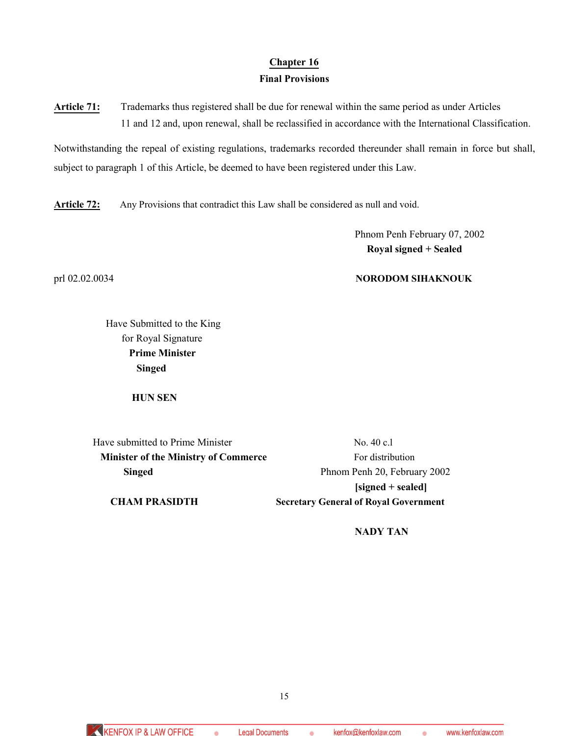## Chapter 16

**Final Provisions**

**Article 71:** Trademarks thus registered shall be due for renewal within the same period as under Articles 11 and 12 and, upon renewal, shall be reclassified in accordance with the International Classification.

Notwithstanding the repeal of existing regulations, trademarks recorded thereunder shall remain in force but shall, subject to paragraph 1 of this Article, be deemed to have been registered under this Law.

**Article 72:** Any Provisions that contradict this Law shall be considered as null and void.

Phnom Penh February 07, 2002

**Royal signed + Sealed**

prl 02.02.0034

**NORODOM SIHAKNOUK**

Have Submitted to the King
for Royal Signature
**Prime Minister**
**Singed**

**HUN SEN**

Have submitted to Prime Minister
**Minister of the Ministry of Commerce**
**Singed**

**CHAM PRASIDTH**

No. 40 c.l
For distribution
Phnom Penh 20, February 2002
**[signed + sealed]**
**Secretary General of Royal Government**

**NADY TAN**